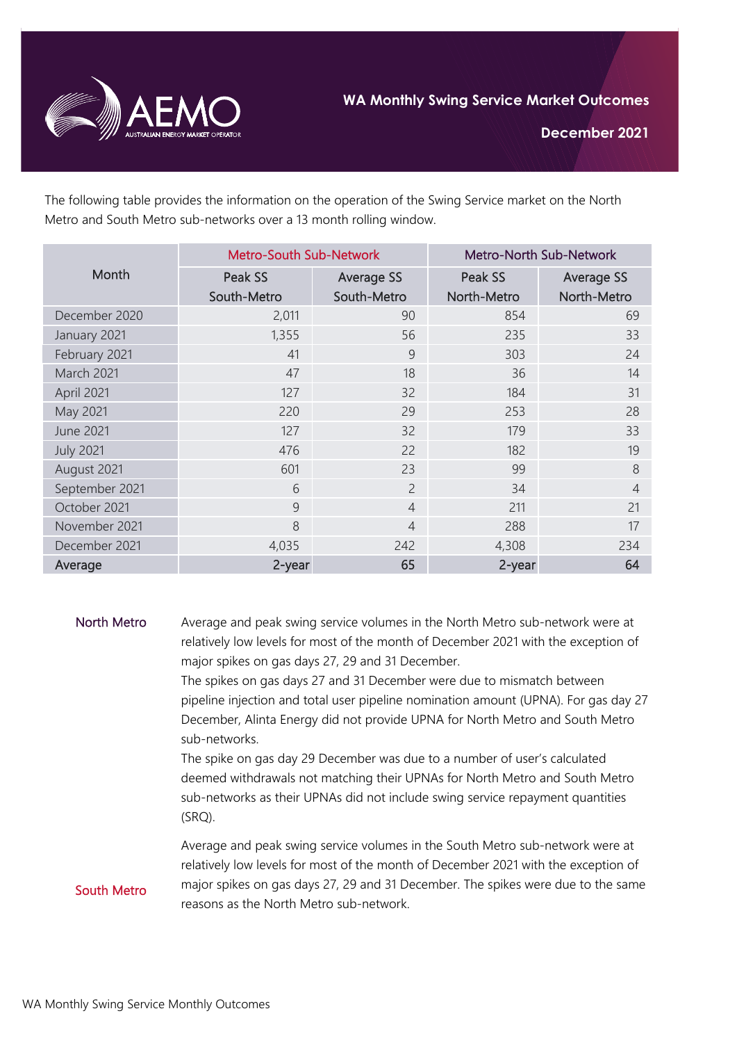# WA Monthly Swing Service Market Outcomes

**December 2021**

The following table provides the information on the operation of the Swing Service market on the North Metro and South Metro sub-networks over a 13 month rolling window.

| Month | Metro-South Sub-Network | | Metro-North Sub-Network | |
|---|---|---|---|---|
| | Peak SS South-Metro | Average SS South-Metro | Peak SS North-Metro | Average SS North-Metro |
| December 2020 | 2,011 | 90 | 854 | 69 |
| January 2021 | 1,355 | 56 | 235 | 33 |
| February 2021 | 41 | 9 | 303 | 24 |
| March 2021 | 47 | 18 | 36 | 14 |
| April 2021 | 127 | 32 | 184 | 31 |
| May 2021 | 220 | 29 | 253 | 28 |
| June 2021 | 127 | 32 | 179 | 33 |
| July 2021 | 476 | 22 | 182 | 19 |
| August 2021 | 601 | 23 | 99 | 8 |
| September 2021 | 6 | 2 | 34 | 4 |
| October 2021 | 9 | 4 | 211 | 21 |
| November 2021 | 8 | 4 | 288 | 17 |
| December 2021 | 4,035 | 242 | 4,308 | 234 |
| **Average** | **2-year** | **65** | **2-year** | **64** |

**North Metro**

Average and peak swing service volumes in the North Metro sub-network were at relatively low levels for most of the month of December 2021 with the exception of major spikes on gas days 27, 29 and 31 December.

The spikes on gas days 27 and 31 December were due to mismatch between pipeline injection and total user pipeline nomination amount (UPNA). For gas day 27 December, Alinta Energy did not provide UPNA for North Metro and South Metro sub-networks.

The spike on gas day 29 December was due to a number of user's calculated deemed withdrawals not matching their UPNAs for North Metro and South Metro sub-networks as their UPNAs did not include swing service repayment quantities (SRQ).

**South Metro**

Average and peak swing service volumes in the South Metro sub-network were at relatively low levels for most of the month of December 2021 with the exception of major spikes on gas days 27, 29 and 31 December. The spikes were due to the same reasons as the North Metro sub-network.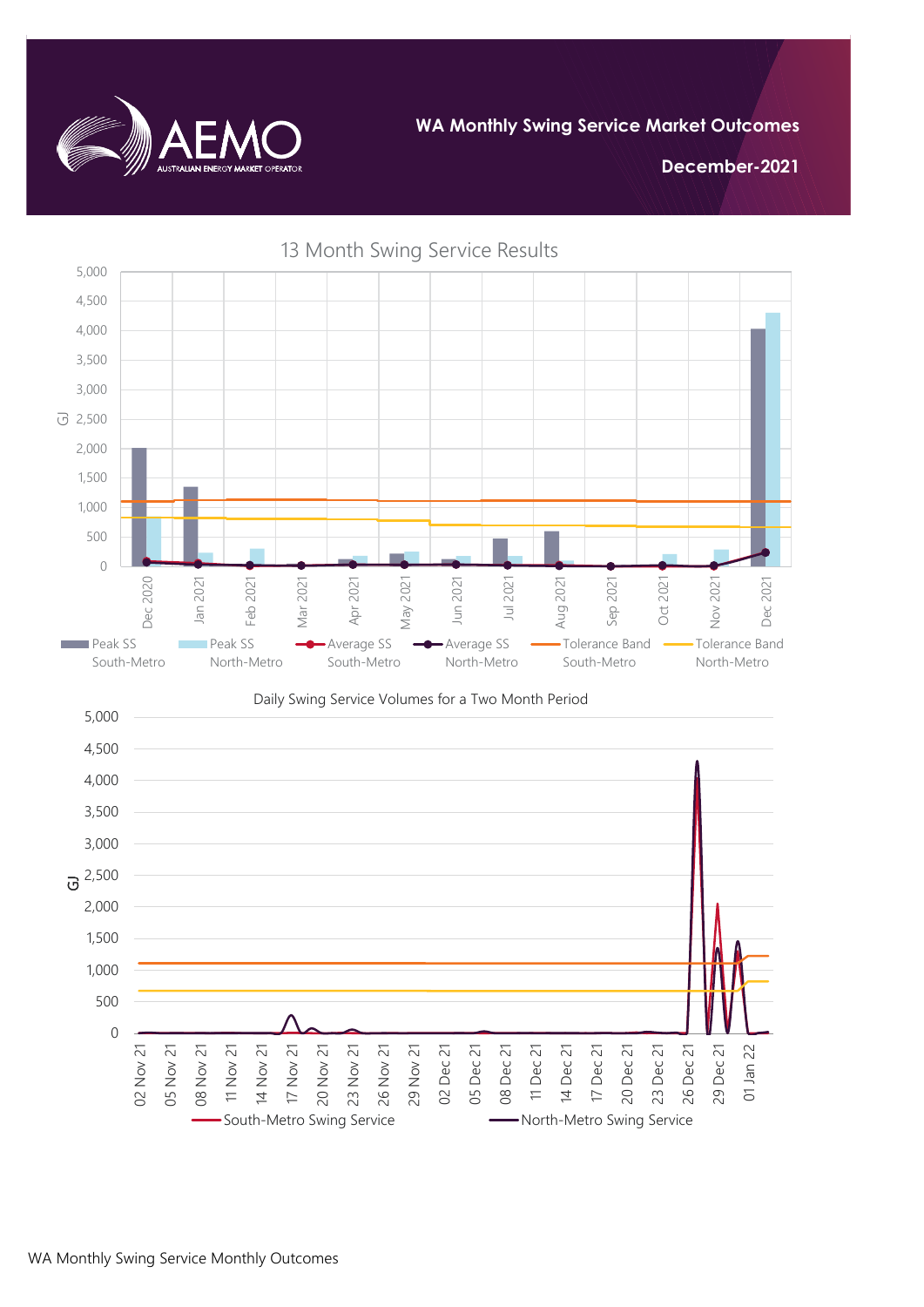# WA Monthly Swing Service Market Outcomes

## December-2021

13 Month Swing Service Results

Daily Swing Service Volumes for a Two Month Period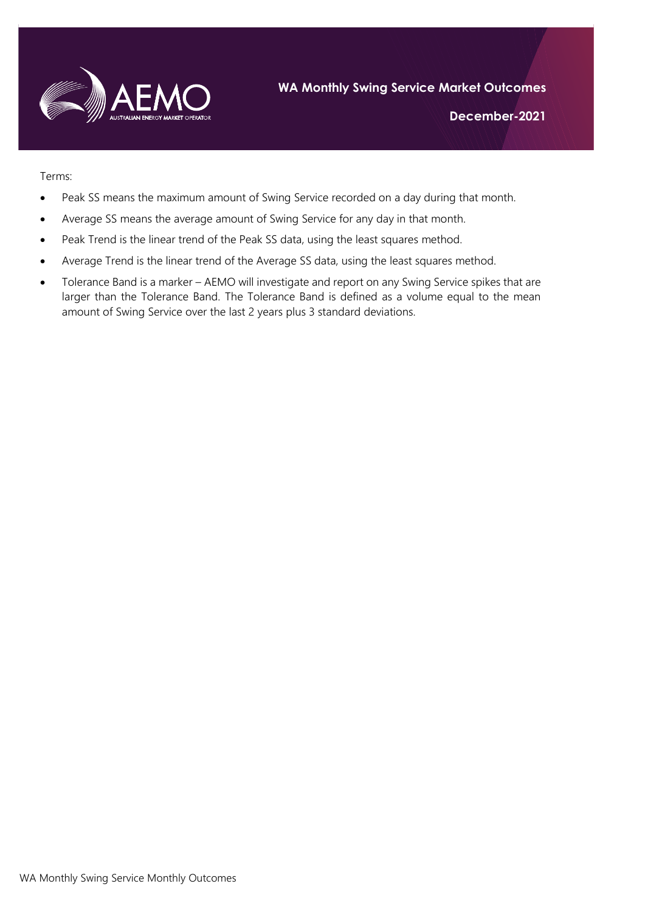Terms:

- Peak SS means the maximum amount of Swing Service recorded on a day during that month.
- Average SS means the average amount of Swing Service for any day in that month.
- Peak Trend is the linear trend of the Peak SS data, using the least squares method.
- Average Trend is the linear trend of the Average SS data, using the least squares method.
- Tolerance Band is a marker – AEMO will investigate and report on any Swing Service spikes that are larger than the Tolerance Band. The Tolerance Band is defined as a volume equal to the mean amount of Swing Service over the last 2 years plus 3 standard deviations.